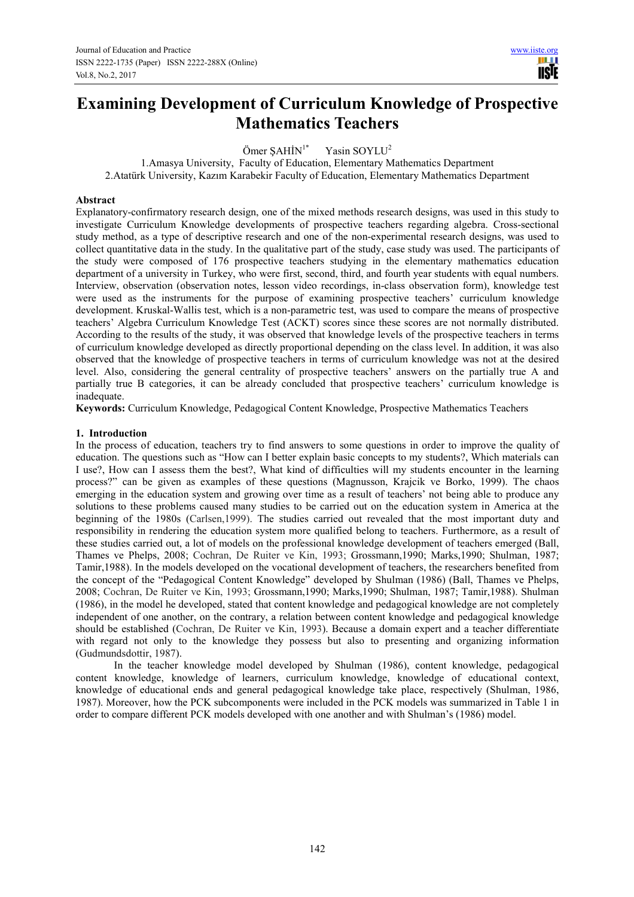# Examining Development of Curriculum Knowledge of Prospective Mathematics Teachers

Ömer ŞAHİN[1*] Yasin SOYLU[2]

1.Amasya University, Faculty of Education, Elementary Mathematics Department

2.Atatürk University, Kazım Karabekir Faculty of Education, Elementary Mathematics Department

## Abstract

Explanatory-confirmatory research design, one of the mixed methods research designs, was used in this study to investigate Curriculum Knowledge developments of prospective teachers regarding algebra. Cross-sectional study method, as a type of descriptive research and one of the non-experimental research designs, was used to collect quantitative data in the study. In the qualitative part of the study, case study was used. The participants of the study were composed of 176 prospective teachers studying in the elementary mathematics education department of a university in Turkey, who were first, second, third, and fourth year students with equal numbers. Interview, observation (observation notes, lesson video recordings, in-class observation form), knowledge test were used as the instruments for the purpose of examining prospective teachers' curriculum knowledge development. Kruskal-Wallis test, which is a non-parametric test, was used to compare the means of prospective teachers' Algebra Curriculum Knowledge Test (ACKT) scores since these scores are not normally distributed. According to the results of the study, it was observed that knowledge levels of the prospective teachers in terms of curriculum knowledge developed as directly proportional depending on the class level. In addition, it was also observed that the knowledge of prospective teachers in terms of curriculum knowledge was not at the desired level. Also, considering the general centrality of prospective teachers' answers on the partially true A and partially true B categories, it can be already concluded that prospective teachers' curriculum knowledge is inadequate.

**Keywords:** Curriculum Knowledge, Pedagogical Content Knowledge, Prospective Mathematics Teachers

## 1. Introduction

In the process of education, teachers try to find answers to some questions in order to improve the quality of education. The questions such as "How can I better explain basic concepts to my students?, Which materials can I use?, How can I assess them the best?, What kind of difficulties will my students encounter in the learning process?" can be given as examples of these questions (Magnusson, Krajcik ve Borko, 1999). The chaos emerging in the education system and growing over time as a result of teachers' not being able to produce any solutions to these problems caused many studies to be carried out on the education system in America at the beginning of the 1980s (Carlsen,1999). The studies carried out revealed that the most important duty and responsibility in rendering the education system more qualified belong to teachers. Furthermore, as a result of these studies carried out, a lot of models on the professional knowledge development of teachers emerged (Ball, Thames ve Phelps, 2008; Cochran, De Ruiter ve Kin, 1993; Grossmann,1990; Marks,1990; Shulman, 1987; Tamir,1988). In the models developed on the vocational development of teachers, the researchers benefited from the concept of the "Pedagogical Content Knowledge" developed by Shulman (1986) (Ball, Thames ve Phelps, 2008; Cochran, De Ruiter ve Kin, 1993; Grossmann,1990; Marks,1990; Shulman, 1987; Tamir,1988). Shulman (1986), in the model he developed, stated that content knowledge and pedagogical knowledge are not completely independent of one another, on the contrary, a relation between content knowledge and pedagogical knowledge should be established (Cochran, De Ruiter ve Kin, 1993). Because a domain expert and a teacher differentiate with regard not only to the knowledge they possess but also to presenting and organizing information (Gudmundsdottir, 1987).

In the teacher knowledge model developed by Shulman (1986), content knowledge, pedagogical content knowledge, knowledge of learners, curriculum knowledge, knowledge of educational context, knowledge of educational ends and general pedagogical knowledge take place, respectively (Shulman, 1986, 1987). Moreover, how the PCK subcomponents were included in the PCK models was summarized in Table 1 in order to compare different PCK models developed with one another and with Shulman's (1986) model.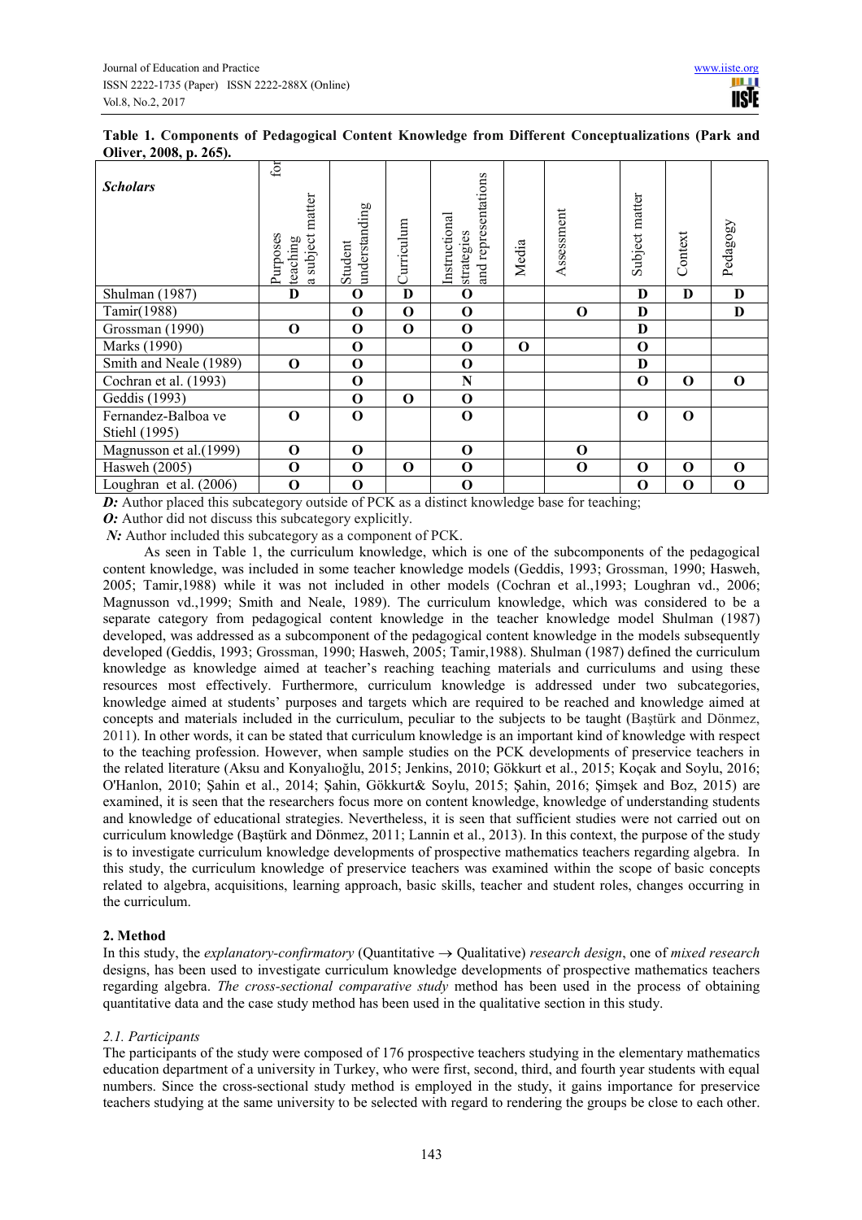**Table 1. Components of Pedagogical Content Knowledge from Different Conceptualizations (Park and Oliver, 2008, p. 265).**

| *Scholars* | Purposes for teaching a subject matter | Student understanding | Curriculum | Instructional strategies and representations | Media | Assessment | Subject matter | Context | Pedagogy |
|---|---|---|---|---|---|---|---|---|---|
| Shulman (1987) | **D** | **O** | **D** | **O** | | | **D** | **D** | **D** |
| Tamir(1988) | | **O** | **O** | **O** | | **O** | **D** | | **D** |
| Grossman (1990) | **O** | **O** | **O** | **O** | | | **D** | | |
| Marks (1990) | | **O** | | **O** | **O** | | **O** | | |
| Smith and Neale (1989) | **O** | **O** | | **O** | | | **D** | | |
| Cochran et al. (1993) | | **O** | | **N** | | | **O** | **O** | **O** |
| Geddis (1993) | | **O** | **O** | **O** | | | | | |
| Fernandez-Balboa ve Stiehl (1995) | **O** | **O** | | **O** | | | **O** | **O** | |
| Magnusson et al.(1999) | **O** | **O** | | **O** | | **O** | | | |
| Hasweh (2005) | **O** | **O** | **O** | **O** | | **O** | **O** | **O** | **O** |
| Loughran et al. (2006) | **O** | **O** | | **O** | | | **O** | **O** | **O** |

***D:*** Author placed this subcategory outside of PCK as a distinct knowledge base for teaching;

***O:*** Author did not discuss this subcategory explicitly.

***N:*** Author included this subcategory as a component of PCK.

As seen in Table 1, the curriculum knowledge, which is one of the subcomponents of the pedagogical content knowledge, was included in some teacher knowledge models (Geddis, 1993; Grossman, 1990; Hasweh, 2005; Tamir,1988) while it was not included in other models (Cochran et al.,1993; Loughran vd., 2006; Magnusson vd.,1999; Smith and Neale, 1989). The curriculum knowledge, which was considered to be a separate category from pedagogical content knowledge in the teacher knowledge model Shulman (1987) developed, was addressed as a subcomponent of the pedagogical content knowledge in the models subsequently developed (Geddis, 1993; Grossman, 1990; Hasweh, 2005; Tamir,1988). Shulman (1987) defined the curriculum knowledge as knowledge aimed at teacher's reaching teaching materials and curriculums and using these resources most effectively. Furthermore, curriculum knowledge is addressed under two subcategories, knowledge aimed at students' purposes and targets which are required to be reached and knowledge aimed at concepts and materials included in the curriculum, peculiar to the subjects to be taught (Baştürk and Dönmez, 2011). In other words, it can be stated that curriculum knowledge is an important kind of knowledge with respect to the teaching profession. However, when sample studies on the PCK developments of preservice teachers in the related literature (Aksu and Konyalıoğlu, 2015; Jenkins, 2010; Gökkurt et al., 2015; Koçak and Soylu, 2016; O'Hanlon, 2010; Şahin et al., 2014; Şahin, Gökkurt& Soylu, 2015; Şahin, 2016; Şimşek and Boz, 2015) are examined, it is seen that the researchers focus more on content knowledge, knowledge of understanding students and knowledge of educational strategies. Nevertheless, it is seen that sufficient studies were not carried out on curriculum knowledge (Baştürk and Dönmez, 2011; Lannin et al., 2013). In this context, the purpose of the study is to investigate curriculum knowledge developments of prospective mathematics teachers regarding algebra. In this study, the curriculum knowledge of preservice teachers was examined within the scope of basic concepts related to algebra, acquisitions, learning approach, basic skills, teacher and student roles, changes occurring in the curriculum.

## 2. Method

In this study, the *explanatory-confirmatory* (Quantitative → Qualitative) *research design*, one of *mixed research* designs, has been used to investigate curriculum knowledge developments of prospective mathematics teachers regarding algebra. *The cross-sectional comparative study* method has been used in the process of obtaining quantitative data and the case study method has been used in the qualitative section in this study.

### *2.1. Participants*

The participants of the study were composed of 176 prospective teachers studying in the elementary mathematics education department of a university in Turkey, who were first, second, third, and fourth year students with equal numbers. Since the cross-sectional study method is employed in the study, it gains importance for preservice teachers studying at the same university to be selected with regard to rendering the groups be close to each other.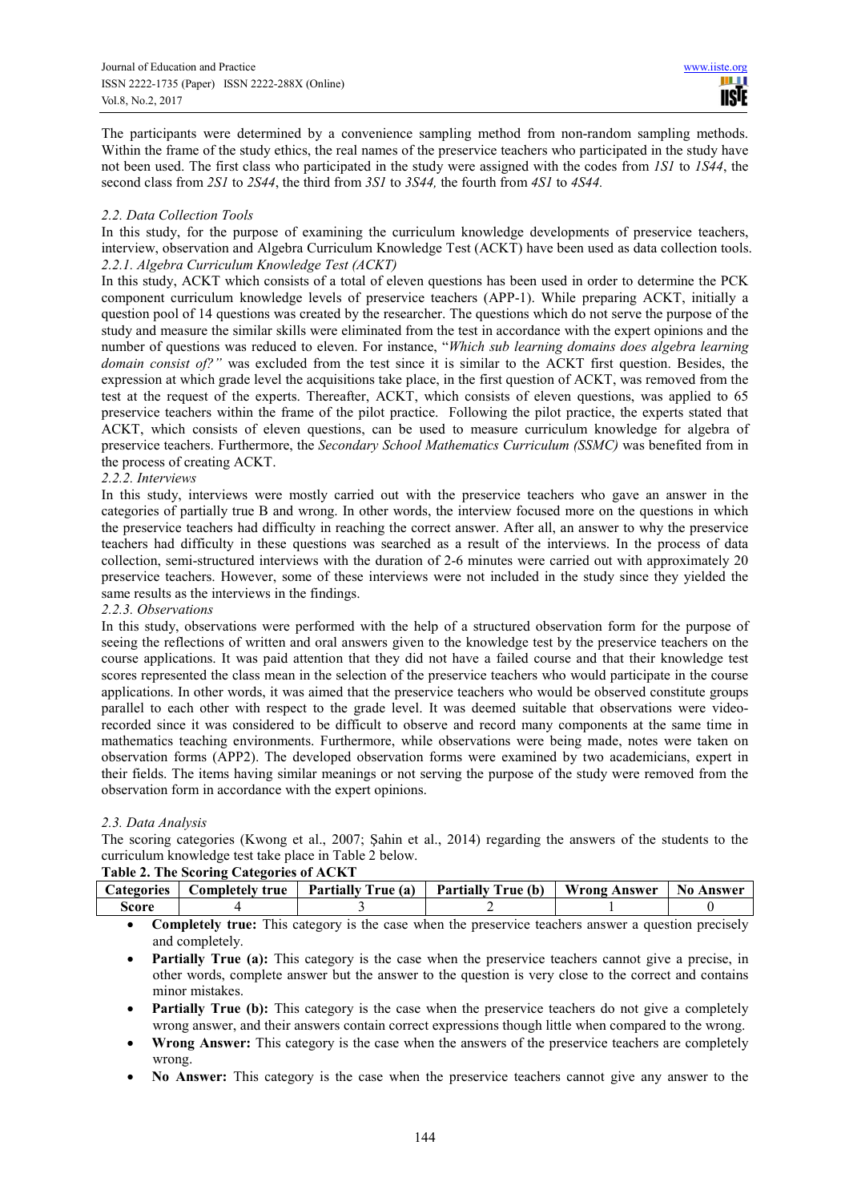The participants were determined by a convenience sampling method from non-random sampling methods. Within the frame of the study ethics, the real names of the preservice teachers who participated in the study have not been used. The first class who participated in the study were assigned with the codes from *1S1* to *1S44*, the second class from *2S1* to *2S44*, the third from *3S1* to *3S44,* the fourth from *4S1* to *4S44.*

### *2.2. Data Collection Tools*

In this study, for the purpose of examining the curriculum knowledge developments of preservice teachers, interview, observation and Algebra Curriculum Knowledge Test (ACKT) have been used as data collection tools.

#### *2.2.1. Algebra Curriculum Knowledge Test (ACKT)*

In this study, ACKT which consists of a total of eleven questions has been used in order to determine the PCK component curriculum knowledge levels of preservice teachers (APP-1). While preparing ACKT, initially a question pool of 14 questions was created by the researcher. The questions which do not serve the purpose of the study and measure the similar skills were eliminated from the test in accordance with the expert opinions and the number of questions was reduced to eleven. For instance, "*Which sub learning domains does algebra learning domain consist of?"* was excluded from the test since it is similar to the ACKT first question. Besides, the expression at which grade level the acquisitions take place, in the first question of ACKT, was removed from the test at the request of the experts. Thereafter, ACKT, which consists of eleven questions, was applied to 65 preservice teachers within the frame of the pilot practice. Following the pilot practice, the experts stated that ACKT, which consists of eleven questions, can be used to measure curriculum knowledge for algebra of preservice teachers. Furthermore, the *Secondary School Mathematics Curriculum (SSMC)* was benefited from in the process of creating ACKT.

#### *2.2.2. Interviews*

In this study, interviews were mostly carried out with the preservice teachers who gave an answer in the categories of partially true B and wrong. In other words, the interview focused more on the questions in which the preservice teachers had difficulty in reaching the correct answer. After all, an answer to why the preservice teachers had difficulty in these questions was searched as a result of the interviews. In the process of data collection, semi-structured interviews with the duration of 2-6 minutes were carried out with approximately 20 preservice teachers. However, some of these interviews were not included in the study since they yielded the same results as the interviews in the findings.

#### *2.2.3. Observations*

In this study, observations were performed with the help of a structured observation form for the purpose of seeing the reflections of written and oral answers given to the knowledge test by the preservice teachers on the course applications. It was paid attention that they did not have a failed course and that their knowledge test scores represented the class mean in the selection of the preservice teachers who would participate in the course applications. In other words, it was aimed that the preservice teachers who would be observed constitute groups parallel to each other with respect to the grade level. It was deemed suitable that observations were video-recorded since it was considered to be difficult to observe and record many components at the same time in mathematics teaching environments. Furthermore, while observations were being made, notes were taken on observation forms (APP2). The developed observation forms were examined by two academicians, expert in their fields. The items having similar meanings or not serving the purpose of the study were removed from the observation form in accordance with the expert opinions.

### *2.3. Data Analysis*

The scoring categories (Kwong et al., 2007; Şahin et al., 2014) regarding the answers of the students to the curriculum knowledge test take place in Table 2 below.

**Table 2. The Scoring Categories of ACKT**

| Categories | Completely true | Partially True (a) | Partially True (b) | Wrong Answer | No Answer |
|---|---|---|---|---|---|
| Score | 4 | 3 | 2 | 1 | 0 |

- **Completely true:** This category is the case when the preservice teachers answer a question precisely and completely.
- **Partially True (a):** This category is the case when the preservice teachers cannot give a precise, in other words, complete answer but the answer to the question is very close to the correct and contains minor mistakes.
- **Partially True (b):** This category is the case when the preservice teachers do not give a completely wrong answer, and their answers contain correct expressions though little when compared to the wrong.
- **Wrong Answer:** This category is the case when the answers of the preservice teachers are completely wrong.
- **No Answer:** This category is the case when the preservice teachers cannot give any answer to the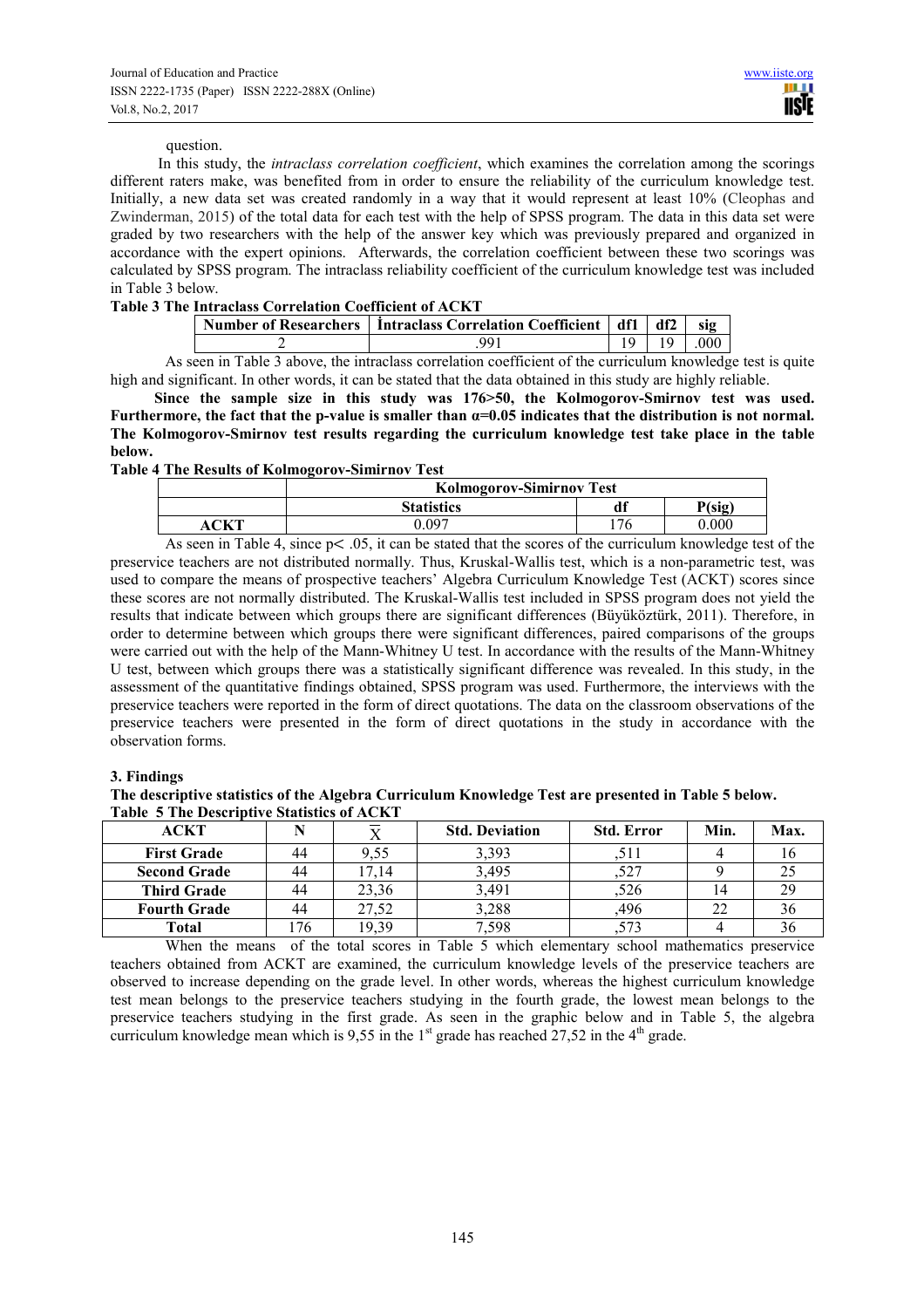question.

In this study, the *intraclass correlation coefficient*, which examines the correlation among the scorings different raters make, was benefited from in order to ensure the reliability of the curriculum knowledge test. Initially, a new data set was created randomly in a way that it would represent at least 10% (Cleophas and Zwinderman, 2015) of the total data for each test with the help of SPSS program. The data in this data set were graded by two researchers with the help of the answer key which was previously prepared and organized in accordance with the expert opinions. Afterwards, the correlation coefficient between these two scorings was calculated by SPSS program. The intraclass reliability coefficient of the curriculum knowledge test was included in Table 3 below.

**Table 3 The Intraclass Correlation Coefficient of ACKT**

| Number of Researchers | İntraclass Correlation Coefficient | df1 | df2 | sig |
|---|---|---|---|---|
| 2 | .991 | 19 | 19 | .000 |

As seen in Table 3 above, the intraclass correlation coefficient of the curriculum knowledge test is quite high and significant. In other words, it can be stated that the data obtained in this study are highly reliable.

**Since the sample size in this study was 176>50, the Kolmogorov-Smirnov test was used. Furthermore, the fact that the p-value is smaller than α=0.05 indicates that the distribution is not normal. The Kolmogorov-Smirnov test results regarding the curriculum knowledge test take place in the table below.**

**Table 4 The Results of Kolmogorov-Simirnov Test**

| | Kolmogorov-Simirnov Test | | |
|---|---|---|---|
| | **Statistics** | **df** | **P(sig)** |
| **ACKT** | 0.097 | 176 | 0.000 |

As seen in Table 4, since $p < .05$, it can be stated that the scores of the curriculum knowledge test of the preservice teachers are not distributed normally. Thus, Kruskal-Wallis test, which is a non-parametric test, was used to compare the means of prospective teachers' Algebra Curriculum Knowledge Test (ACKT) scores since these scores are not normally distributed. The Kruskal-Wallis test included in SPSS program does not yield the results that indicate between which groups there are significant differences (Büyüköztürk, 2011). Therefore, in order to determine between which groups there were significant differences, paired comparisons of the groups were carried out with the help of the Mann-Whitney U test. In accordance with the results of the Mann-Whitney U test, between which groups there was a statistically significant difference was revealed. In this study, in the assessment of the quantitative findings obtained, SPSS program was used. Furthermore, the interviews with the preservice teachers were reported in the form of direct quotations. The data on the classroom observations of the preservice teachers were presented in the form of direct quotations in the study in accordance with the observation forms.

## 3. Findings

**The descriptive statistics of the Algebra Curriculum Knowledge Test are presented in Table 5 below.**

**Table 5 The Descriptive Statistics of ACKT**

| ACKT | N | $\overline{X}$ | Std. Deviation | Std. Error | Min. | Max. |
|---|---|---|---|---|---|---|
| **First Grade** | 44 | 9,55 | 3,393 | ,511 | 4 | 16 |
| **Second Grade** | 44 | 17,14 | 3,495 | ,527 | 9 | 25 |
| **Third Grade** | 44 | 23,36 | 3,491 | ,526 | 14 | 29 |
| **Fourth Grade** | 44 | 27,52 | 3,288 | ,496 | 22 | 36 |
| **Total** | 176 | 19,39 | 7,598 | ,573 | 4 | 36 |

When the means of the total scores in Table 5 which elementary school mathematics preservice teachers obtained from ACKT are examined, the curriculum knowledge levels of the preservice teachers are observed to increase depending on the grade level. In other words, whereas the highest curriculum knowledge test mean belongs to the preservice teachers studying in the fourth grade, the lowest mean belongs to the preservice teachers studying in the first grade. As seen in the graphic below and in Table 5, the algebra curriculum knowledge mean which is 9,55 in the 1st grade has reached 27,52 in the 4th grade.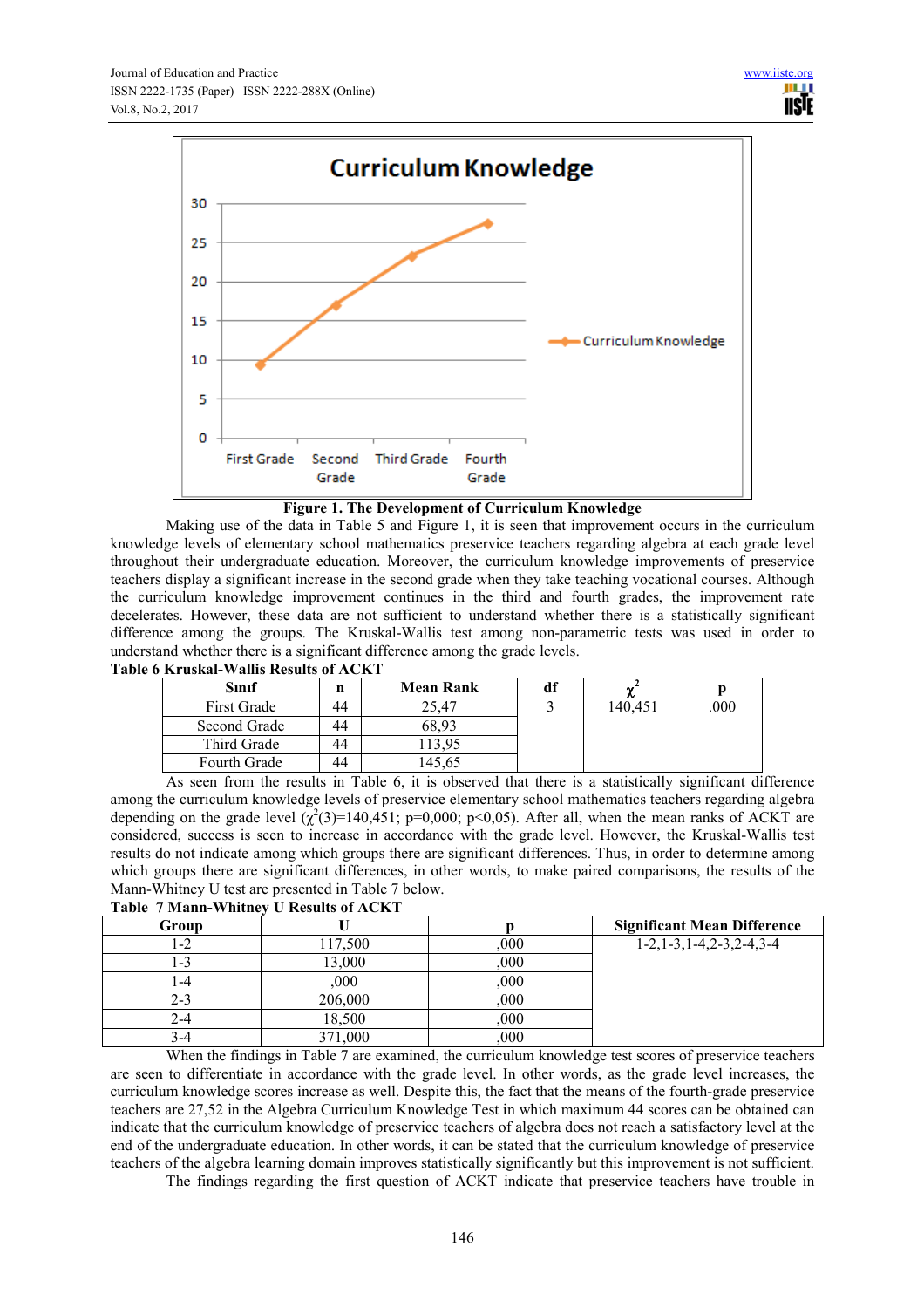**Figure 1. The Development of Curriculum Knowledge**

Making use of the data in Table 5 and Figure 1, it is seen that improvement occurs in the curriculum knowledge levels of elementary school mathematics preservice teachers regarding algebra at each grade level throughout their undergraduate education. Moreover, the curriculum knowledge improvements of preservice teachers display a significant increase in the second grade when they take teaching vocational courses. Although the curriculum knowledge improvement continues in the third and fourth grades, the improvement rate decelerates. However, these data are not sufficient to understand whether there is a statistically significant difference among the groups. The Kruskal-Wallis test among non-parametric tests was used in order to understand whether there is a significant difference among the grade levels.

**Table 6 Kruskal-Wallis Results of ACKT**

| Sınıf | n | Mean Rank | df | $\chi^2$ | p |
|---|---|---|---|---|---|
| First Grade | 44 | 25,47 | 3 | 140,451 | .000 |
| Second Grade | 44 | 68,93 | | | |
| Third Grade | 44 | 113,95 | | | |
| Fourth Grade | 44 | 145,65 | | | |

As seen from the results in Table 6, it is observed that there is a statistically significant difference among the curriculum knowledge levels of preservice elementary school mathematics teachers regarding algebra depending on the grade level ($\chi^2(3)=140{,}451$; $p=0{,}000$; $p<0{,}05$). After all, when the mean ranks of ACKT are considered, success is seen to increase in accordance with the grade level. However, the Kruskal-Wallis test results do not indicate among which groups there are significant differences. Thus, in order to determine among which groups there are significant differences, in other words, to make paired comparisons, the results of the Mann-Whitney U test are presented in Table 7 below.

**Table 7 Mann-Whitney U Results of ACKT**

| Group | U | p | Significant Mean Difference |
|---|---|---|---|
| 1-2 | 117,500 | ,000 | 1-2,1-3,1-4,2-3,2-4,3-4 |
| 1-3 | 13,000 | ,000 | |
| 1-4 | ,000 | ,000 | |
| 2-3 | 206,000 | ,000 | |
| 2-4 | 18,500 | ,000 | |
| 3-4 | 371,000 | ,000 | |

When the findings in Table 7 are examined, the curriculum knowledge test scores of preservice teachers are seen to differentiate in accordance with the grade level. In other words, as the grade level increases, the curriculum knowledge scores increase as well. Despite this, the fact that the means of the fourth-grade preservice teachers are 27,52 in the Algebra Curriculum Knowledge Test in which maximum 44 scores can be obtained can indicate that the curriculum knowledge of preservice teachers of algebra does not reach a satisfactory level at the end of the undergraduate education. In other words, it can be stated that the curriculum knowledge of preservice teachers of the algebra learning domain improves statistically significantly but this improvement is not sufficient.

The findings regarding the first question of ACKT indicate that preservice teachers have trouble in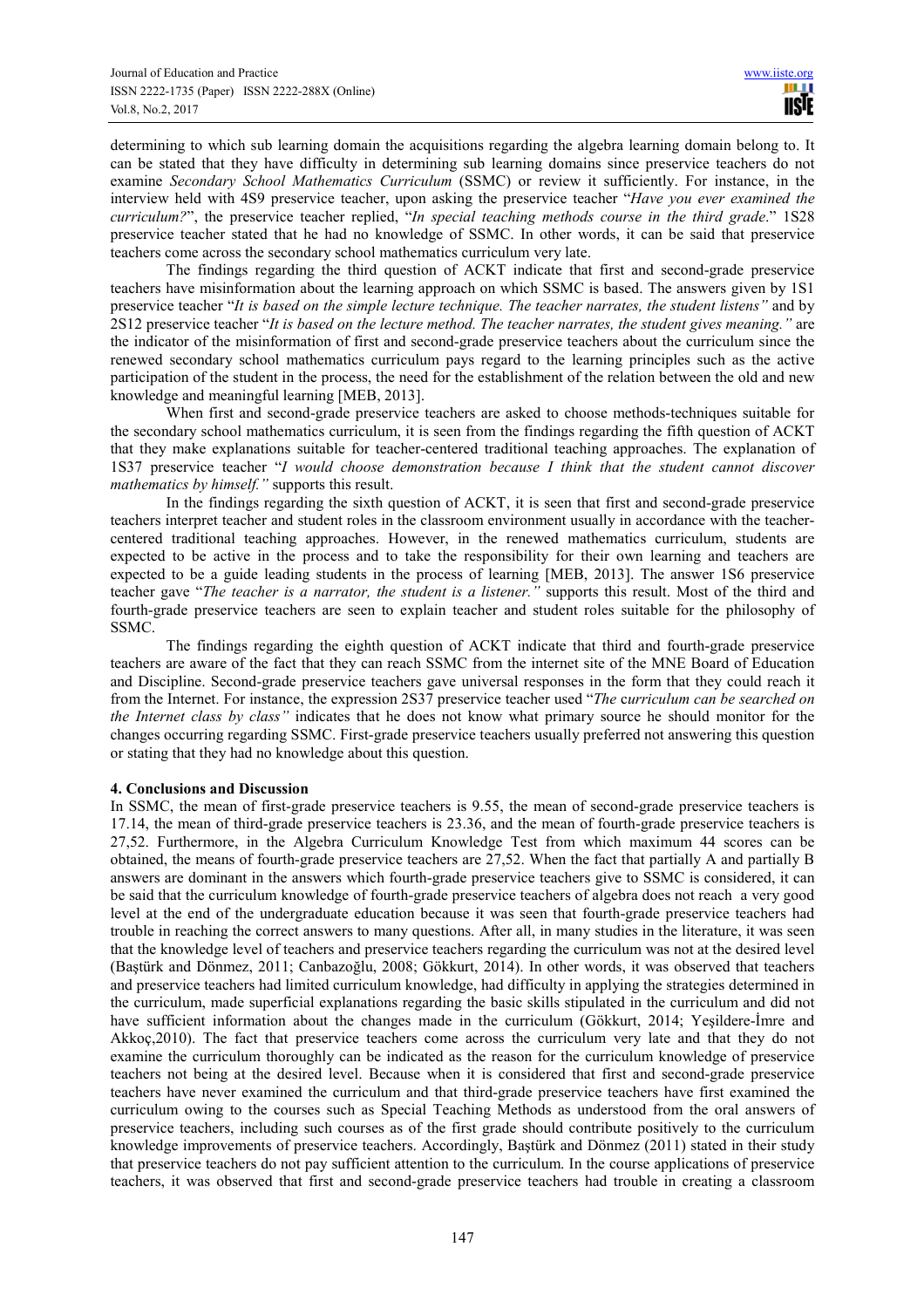determining to which sub learning domain the acquisitions regarding the algebra learning domain belong to. It can be stated that they have difficulty in determining sub learning domains since preservice teachers do not examine *Secondary School Mathematics Curriculum* (SSMC) or review it sufficiently. For instance, in the interview held with 4S9 preservice teacher, upon asking the preservice teacher "*Have you ever examined the curriculum?*", the preservice teacher replied, "*In special teaching methods course in the third grade*." 1S28 preservice teacher stated that he had no knowledge of SSMC. In other words, it can be said that preservice teachers come across the secondary school mathematics curriculum very late.

The findings regarding the third question of ACKT indicate that first and second-grade preservice teachers have misinformation about the learning approach on which SSMC is based. The answers given by 1S1 preservice teacher "*It is based on the simple lecture technique. The teacher narrates, the student listens"* and by 2S12 preservice teacher "*It is based on the lecture method. The teacher narrates, the student gives meaning."* are the indicator of the misinformation of first and second-grade preservice teachers about the curriculum since the renewed secondary school mathematics curriculum pays regard to the learning principles such as the active participation of the student in the process, the need for the establishment of the relation between the old and new knowledge and meaningful learning [MEB, 2013].

When first and second-grade preservice teachers are asked to choose methods-techniques suitable for the secondary school mathematics curriculum, it is seen from the findings regarding the fifth question of ACKT that they make explanations suitable for teacher-centered traditional teaching approaches. The explanation of 1S37 preservice teacher "*I would choose demonstration because I think that the student cannot discover mathematics by himself."* supports this result.

In the findings regarding the sixth question of ACKT, it is seen that first and second-grade preservice teachers interpret teacher and student roles in the classroom environment usually in accordance with the teacher-centered traditional teaching approaches. However, in the renewed mathematics curriculum, students are expected to be active in the process and to take the responsibility for their own learning and teachers are expected to be a guide leading students in the process of learning [MEB, 2013]. The answer 1S6 preservice teacher gave "*The teacher is a narrator, the student is a listener."* supports this result. Most of the third and fourth-grade preservice teachers are seen to explain teacher and student roles suitable for the philosophy of SSMC.

The findings regarding the eighth question of ACKT indicate that third and fourth-grade preservice teachers are aware of the fact that they can reach SSMC from the internet site of the MNE Board of Education and Discipline. Second-grade preservice teachers gave universal responses in the form that they could reach it from the Internet. For instance, the expression 2S37 preservice teacher used "*The curriculum can be searched on the Internet class by class"* indicates that he does not know what primary source he should monitor for the changes occurring regarding SSMC. First-grade preservice teachers usually preferred not answering this question or stating that they had no knowledge about this question.

## 4. Conclusions and Discussion

In SSMC, the mean of first-grade preservice teachers is 9.55, the mean of second-grade preservice teachers is 17.14, the mean of third-grade preservice teachers is 23.36, and the mean of fourth-grade preservice teachers is 27,52. Furthermore, in the Algebra Curriculum Knowledge Test from which maximum 44 scores can be obtained, the means of fourth-grade preservice teachers are 27,52. When the fact that partially A and partially B answers are dominant in the answers which fourth-grade preservice teachers give to SSMC is considered, it can be said that the curriculum knowledge of fourth-grade preservice teachers of algebra does not reach a very good level at the end of the undergraduate education because it was seen that fourth-grade preservice teachers had trouble in reaching the correct answers to many questions. After all, in many studies in the literature, it was seen that the knowledge level of teachers and preservice teachers regarding the curriculum was not at the desired level (Baştürk and Dönmez, 2011; Canbazoğlu, 2008; Gökkurt, 2014). In other words, it was observed that teachers and preservice teachers had limited curriculum knowledge, had difficulty in applying the strategies determined in the curriculum, made superficial explanations regarding the basic skills stipulated in the curriculum and did not have sufficient information about the changes made in the curriculum (Gökkurt, 2014; Yeşildere-İmre and Akkoç,2010). The fact that preservice teachers come across the curriculum very late and that they do not examine the curriculum thoroughly can be indicated as the reason for the curriculum knowledge of preservice teachers not being at the desired level. Because when it is considered that first and second-grade preservice teachers have never examined the curriculum and that third-grade preservice teachers have first examined the curriculum owing to the courses such as Special Teaching Methods as understood from the oral answers of preservice teachers, including such courses as of the first grade should contribute positively to the curriculum knowledge improvements of preservice teachers. Accordingly, Baştürk and Dönmez (2011) stated in their study that preservice teachers do not pay sufficient attention to the curriculum. In the course applications of preservice teachers, it was observed that first and second-grade preservice teachers had trouble in creating a classroom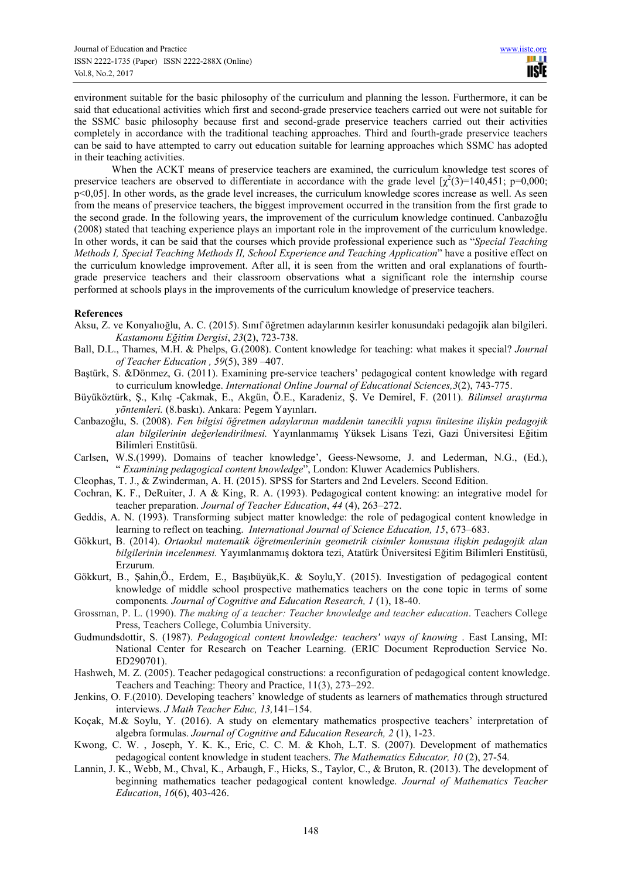environment suitable for the basic philosophy of the curriculum and planning the lesson. Furthermore, it can be said that educational activities which first and second-grade preservice teachers carried out were not suitable for the SSMC basic philosophy because first and second-grade preservice teachers carried out their activities completely in accordance with the traditional teaching approaches. Third and fourth-grade preservice teachers can be said to have attempted to carry out education suitable for learning approaches which SSMC has adopted in their teaching activities.

When the ACKT means of preservice teachers are examined, the curriculum knowledge test scores of preservice teachers are observed to differentiate in accordance with the grade level [$\chi^2(3)=140,451$; $p=0,000$; $p<0,05$]. In other words, as the grade level increases, the curriculum knowledge scores increase as well. As seen from the means of preservice teachers, the biggest improvement occurred in the transition from the first grade to the second grade. In the following years, the improvement of the curriculum knowledge continued. Canbazoğlu (2008) stated that teaching experience plays an important role in the improvement of the curriculum knowledge. In other words, it can be said that the courses which provide professional experience such as "*Special Teaching Methods I, Special Teaching Methods II, School Experience and Teaching Application*" have a positive effect on the curriculum knowledge improvement. After all, it is seen from the written and oral explanations of fourth-grade preservice teachers and their classroom observations what a significant role the internship course performed at schools plays in the improvements of the curriculum knowledge of preservice teachers.

**References**

Aksu, Z. ve Konyalıoğlu, A. C. (2015). Sınıf öğretmen adaylarının kesirler konusundaki pedagojik alan bilgileri. *Kastamonu Eğitim Dergisi*, *23*(2), 723-738.

Ball, D.L., Thames, M.H. & Phelps, G.(2008). Content knowledge for teaching: what makes it special? *Journal of Teacher Education , 59*(5), 389 –407.

Baştürk, S. &Dönmez, G. (2011). Examining pre-service teachers' pedagogical content knowledge with regard to curriculum knowledge. *International Online Journal of Educational Sciences,3*(2), 743-775.

Büyüköztürk, Ş., Kılıç -Çakmak, E., Akgün, Ö.E., Karadeniz, Ş. Ve Demirel, F. (2011). *Bilimsel araştırma yöntemleri.* (8.baskı). Ankara: Pegem Yayınları.

Canbazoğlu, S. (2008). *Fen bilgisi öğretmen adaylarının maddenin tanecikli yapısı ünitesine ilişkin pedagojik alan bilgilerinin değerlendirilmesi.* Yayınlanmamış Yüksek Lisans Tezi, Gazi Üniversitesi Eğitim Bilimleri Enstitüsü.

Carlsen, W.S.(1999). Domains of teacher knowledge', Geess-Newsome, J. and Lederman, N.G., (Ed.), " *Examining pedagogical content knowledge*", London: Kluwer Academics Publishers.

Cleophas, T. J., & Zwinderman, A. H. (2015). SPSS for Starters and 2nd Levelers. Second Edition.

Cochran, K. F., DeRuiter, J. A & King, R. A. (1993). Pedagogical content knowing: an integrative model for teacher preparation. *Journal of Teacher Education*, *44* (4), 263–272.

Geddis, A. N. (1993). Transforming subject matter knowledge: the role of pedagogical content knowledge in learning to reflect on teaching. *International Journal of Science Education, 15*, 673–683.

Gökkurt, B. (2014). *Ortaokul matematik öğretmenlerinin geometrik cisimler konusuna ilişkin pedagojik alan bilgilerinin incelenmesi.* Yayımlanmamış doktora tezi, Atatürk Üniversitesi Eğitim Bilimleri Enstitüsü, Erzurum.

Gökkurt, B., Şahin,Ö., Erdem, E., Başıbüyük,K. & Soylu,Y. (2015). Investigation of pedagogical content knowledge of middle school prospective mathematics teachers on the cone topic in terms of some components*. Journal of Cognitive and Education Research, 1* (1), 18-40.

Grossman, P. L. (1990). *The making of a teacher: Teacher knowledge and teacher education*. Teachers College Press, Teachers College, Columbia University.

Gudmundsdottir, S. (1987). *Pedagogical content knowledge: teachers' ways of knowing* . East Lansing, MI: National Center for Research on Teacher Learning. (ERIC Document Reproduction Service No. ED290701).

Hashweh, M. Z. (2005). Teacher pedagogical constructions: a reconfiguration of pedagogical content knowledge. Teachers and Teaching: Theory and Practice, 11(3), 273–292.

Jenkins, O. F.(2010). Developing teachers' knowledge of students as learners of mathematics through structured interviews. *J Math Teacher Educ, 13,*141–154.

Koçak, M.& Soylu, Y. (2016). A study on elementary mathematics prospective teachers' interpretation of algebra formulas. *Journal of Cognitive and Education Research, 2* (1), 1-23.

Kwong, C. W. , Joseph, Y. K. K., Eric, C. C. M. & Khoh, L.T. S. (2007). Development of mathematics pedagogical content knowledge in student teachers. *The Mathematics Educator, 10* (2), 27-54*.*

Lannin, J. K., Webb, M., Chval, K., Arbaugh, F., Hicks, S., Taylor, C., & Bruton, R. (2013). The development of beginning mathematics teacher pedagogical content knowledge. *Journal of Mathematics Teacher Education*, *16*(6), 403-426.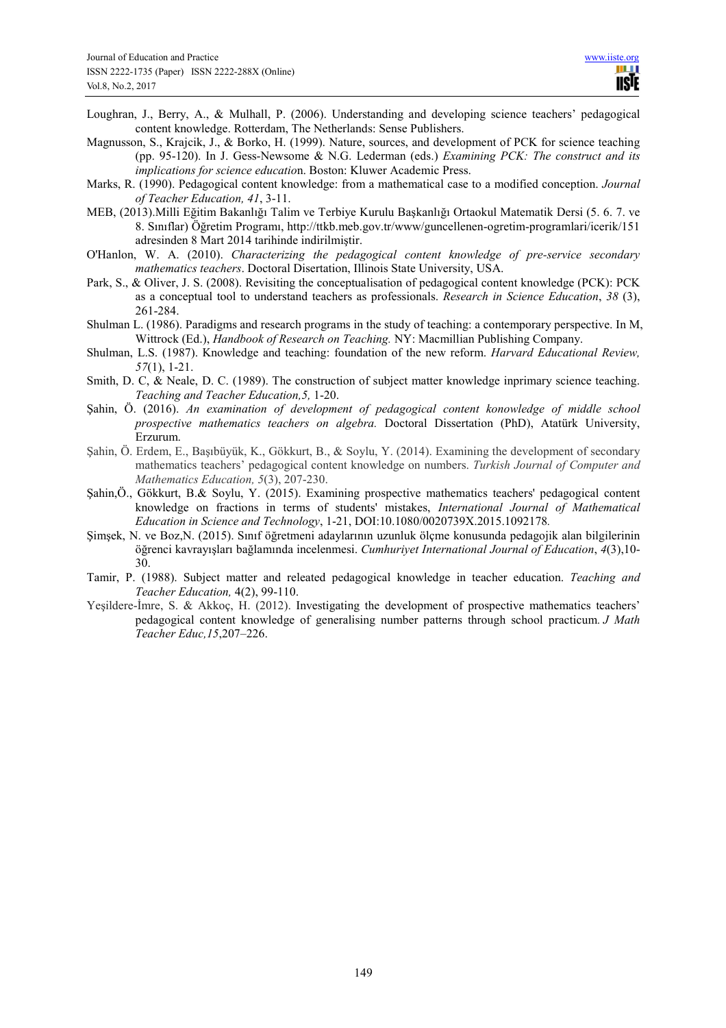Loughran, J., Berry, A., & Mulhall, P. (2006). Understanding and developing science teachers' pedagogical content knowledge. Rotterdam, The Netherlands: Sense Publishers.

Magnusson, S., Krajcik, J., & Borko, H. (1999). Nature, sources, and development of PCK for science teaching (pp. 95-120). In J. Gess-Newsome & N.G. Lederman (eds.) *Examining PCK: The construct and its implications for science educatio*n. Boston: Kluwer Academic Press.

Marks, R. (1990). Pedagogical content knowledge: from a mathematical case to a modified conception. *Journal of Teacher Education, 41*, 3-11.

MEB, (2013).Milli Eğitim Bakanlığı Talim ve Terbiye Kurulu Başkanlığı Ortaokul Matematik Dersi (5. 6. 7. ve 8. Sınıflar) Öğretim Programı, http://ttkb.meb.gov.tr/www/guncellenen-ogretim-programlari/icerik/151 adresinden 8 Mart 2014 tarihinde indirilmiştir.

O'Hanlon, W. A. (2010). *Characterizing the pedagogical content knowledge of pre-service secondary mathematics teachers*. Doctoral Disertation, Illinois State University, USA.

Park, S., & Oliver, J. S. (2008). Revisiting the conceptualisation of pedagogical content knowledge (PCK): PCK as a conceptual tool to understand teachers as professionals. *Research in Science Education*, *38* (3), 261-284.

Shulman L. (1986). Paradigms and research programs in the study of teaching: a contemporary perspective. In M, Wittrock (Ed.), *Handbook of Research on Teaching.* NY: Macmillian Publishing Company.

Shulman, L.S. (1987). Knowledge and teaching: foundation of the new reform. *Harvard Educational Review, 57*(1), 1-21.

Smith, D. C, & Neale, D. C. (1989). The construction of subject matter knowledge inprimary science teaching. *Teaching and Teacher Education,5,* 1-20.

Şahin, Ö. (2016). *An examination of development of pedagogical content konowledge of middle school prospective mathematics teachers on algebra.* Doctoral Dissertation (PhD), Atatürk University, Erzurum.

Şahin, Ö. Erdem, E., Başıbüyük, K., Gökkurt, B., & Soylu, Y. (2014). Examining the development of secondary mathematics teachers' pedagogical content knowledge on numbers. *Turkish Journal of Computer and Mathematics Education, 5*(3), 207-230.

Şahin,Ö., Gökkurt, B.& Soylu, Y. (2015). Examining prospective mathematics teachers' pedagogical content knowledge on fractions in terms of students' mistakes, *International Journal of Mathematical Education in Science and Technology*, 1-21, DOI:10.1080/0020739X.2015.1092178*.*

Şimşek, N. ve Boz,N. (2015). Sınıf öğretmeni adaylarının uzunluk ölçme konusunda pedagojik alan bilgilerinin öğrenci kavrayışları bağlamında incelenmesi. *Cumhuriyet International Journal of Education*, *4*(3),10-30.

Tamir, P. (1988). Subject matter and releated pedagogical knowledge in teacher education. *Teaching and Teacher Education,* 4(2), 99-110.

Yeşildere-İmre, S. & Akkoç, H. (2012). Investigating the development of prospective mathematics teachers' pedagogical content knowledge of generalising number patterns through school practicum*. J Math Teacher Educ,15*,207–226.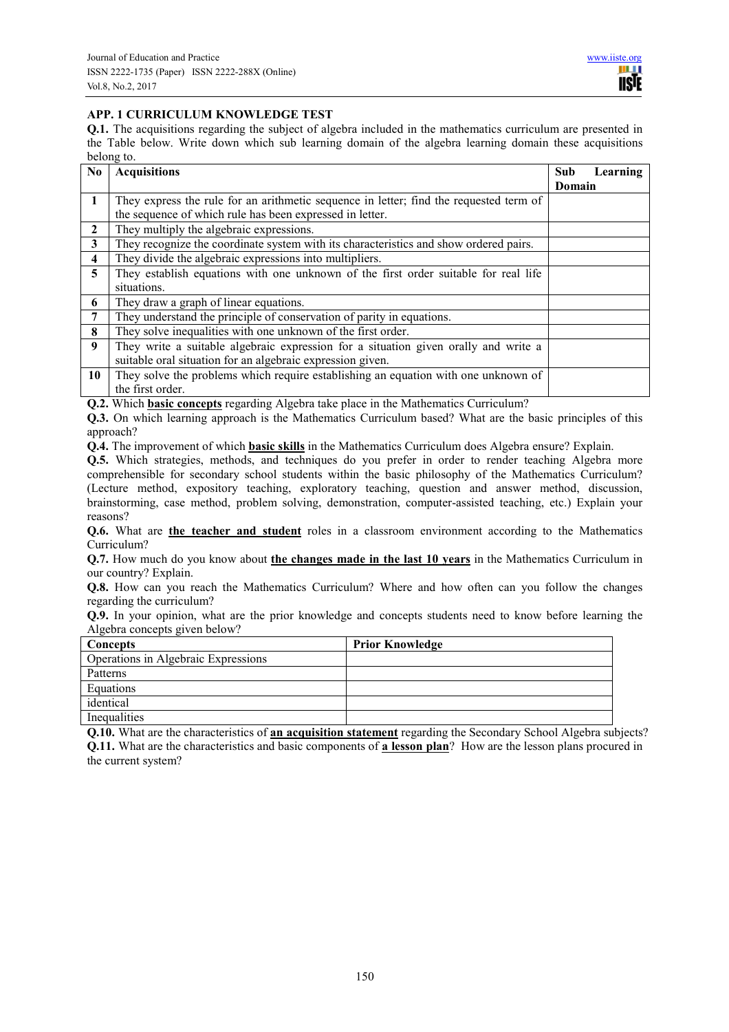### APP. 1 CURRICULUM KNOWLEDGE TEST

**Q.1.** The acquisitions regarding the subject of algebra included in the mathematics curriculum are presented in the Table below. Write down which sub learning domain of the algebra learning domain these acquisitions belong to.

| No | Acquisitions | Sub Learning Domain |
|---|---|---|
| 1 | They express the rule for an arithmetic sequence in letter; find the requested term of the sequence of which rule has been expressed in letter. | |
| 2 | They multiply the algebraic expressions. | |
| 3 | They recognize the coordinate system with its characteristics and show ordered pairs. | |
| 4 | They divide the algebraic expressions into multipliers. | |
| 5 | They establish equations with one unknown of the first order suitable for real life situations. | |
| 6 | They draw a graph of linear equations. | |
| 7 | They understand the principle of conservation of parity in equations. | |
| 8 | They solve inequalities with one unknown of the first order. | |
| 9 | They write a suitable algebraic expression for a situation given orally and write a suitable oral situation for an algebraic expression given. | |
| 10 | They solve the problems which require establishing an equation with one unknown of the first order. | |

**Q.2.** Which **basic concepts** regarding Algebra take place in the Mathematics Curriculum?

**Q.3.** On which learning approach is the Mathematics Curriculum based? What are the basic principles of this approach?

**Q.4.** The improvement of which **basic skills** in the Mathematics Curriculum does Algebra ensure? Explain.

**Q.5.** Which strategies, methods, and techniques do you prefer in order to render teaching Algebra more comprehensible for secondary school students within the basic philosophy of the Mathematics Curriculum? (Lecture method, expository teaching, exploratory teaching, question and answer method, discussion, brainstorming, case method, problem solving, demonstration, computer-assisted teaching, etc.) Explain your reasons?

**Q.6.** What are **the teacher and student** roles in a classroom environment according to the Mathematics Curriculum?

**Q.7.** How much do you know about **the changes made in the last 10 years** in the Mathematics Curriculum in our country? Explain.

**Q.8.** How can you reach the Mathematics Curriculum? Where and how often can you follow the changes regarding the curriculum?

**Q.9.** In your opinion, what are the prior knowledge and concepts students need to know before learning the Algebra concepts given below?

| Concepts | Prior Knowledge |
|---|---|
| Operations in Algebraic Expressions | |
| Patterns | |
| Equations | |
| identical | |
| Inequalities | |

**Q.10.** What are the characteristics of **an acquisition statement** regarding the Secondary School Algebra subjects?

**Q.11.** What are the characteristics and basic components of **a lesson plan**? How are the lesson plans procured in the current system?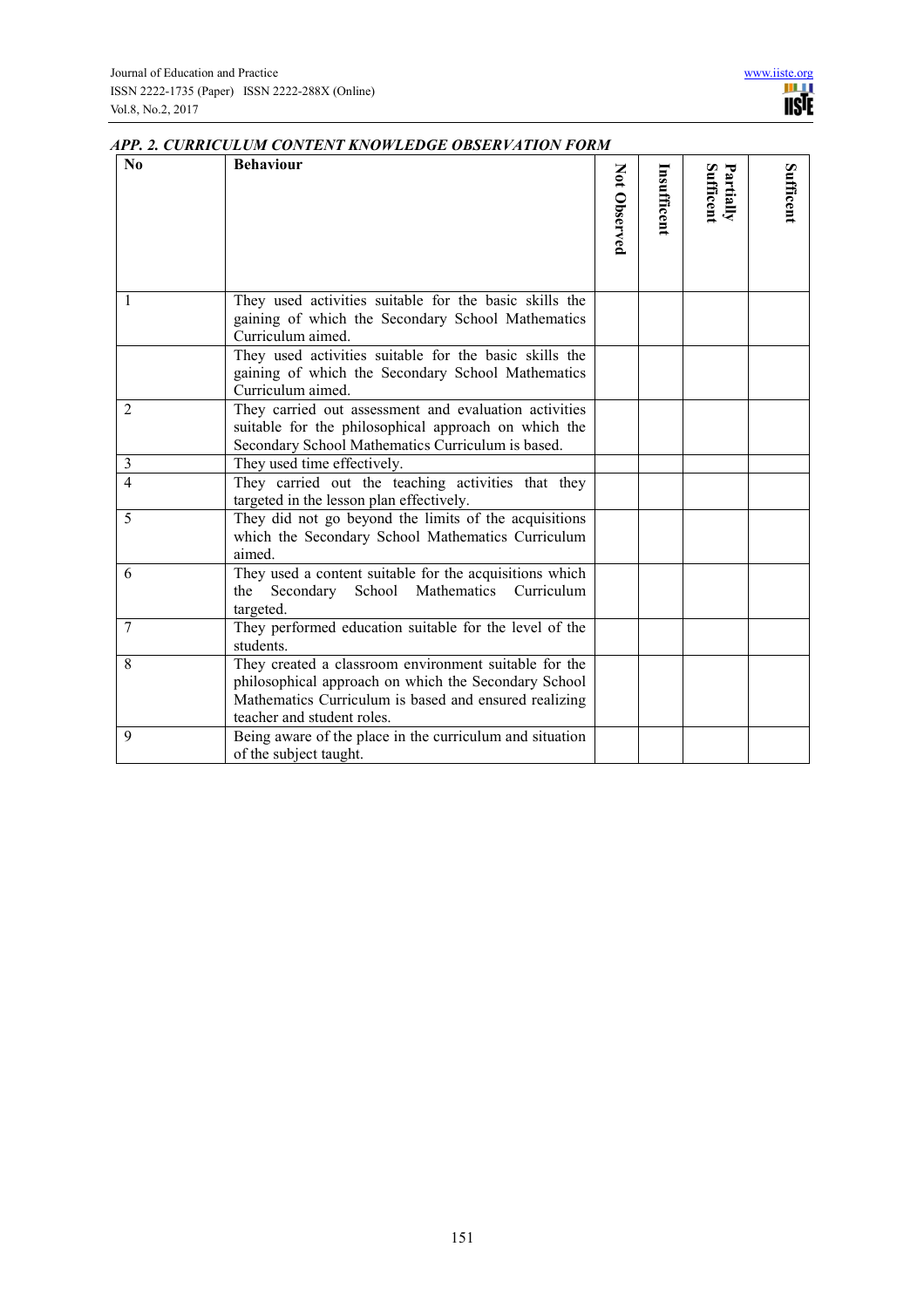***APP. 2. CURRICULUM CONTENT KNOWLEDGE OBSERVATION FORM***

| No | Behaviour | Not Observed | Insufficent | Partially Sufficent | Sufficent |
|---|---|---|---|---|---|
| 1 | They used activities suitable for the basic skills the gaining of which the Secondary School Mathematics Curriculum aimed. | | | | |
| | They used activities suitable for the basic skills the gaining of which the Secondary School Mathematics Curriculum aimed. | | | | |
| 2 | They carried out assessment and evaluation activities suitable for the philosophical approach on which the Secondary School Mathematics Curriculum is based. | | | | |
| 3 | They used time effectively. | | | | |
| 4 | They carried out the teaching activities that they targeted in the lesson plan effectively. | | | | |
| 5 | They did not go beyond the limits of the acquisitions which the Secondary School Mathematics Curriculum aimed. | | | | |
| 6 | They used a content suitable for the acquisitions which the Secondary School Mathematics Curriculum targeted. | | | | |
| 7 | They performed education suitable for the level of the students. | | | | |
| 8 | They created a classroom environment suitable for the philosophical approach on which the Secondary School Mathematics Curriculum is based and ensured realizing teacher and student roles. | | | | |
| 9 | Being aware of the place in the curriculum and situation of the subject taught. | | | | |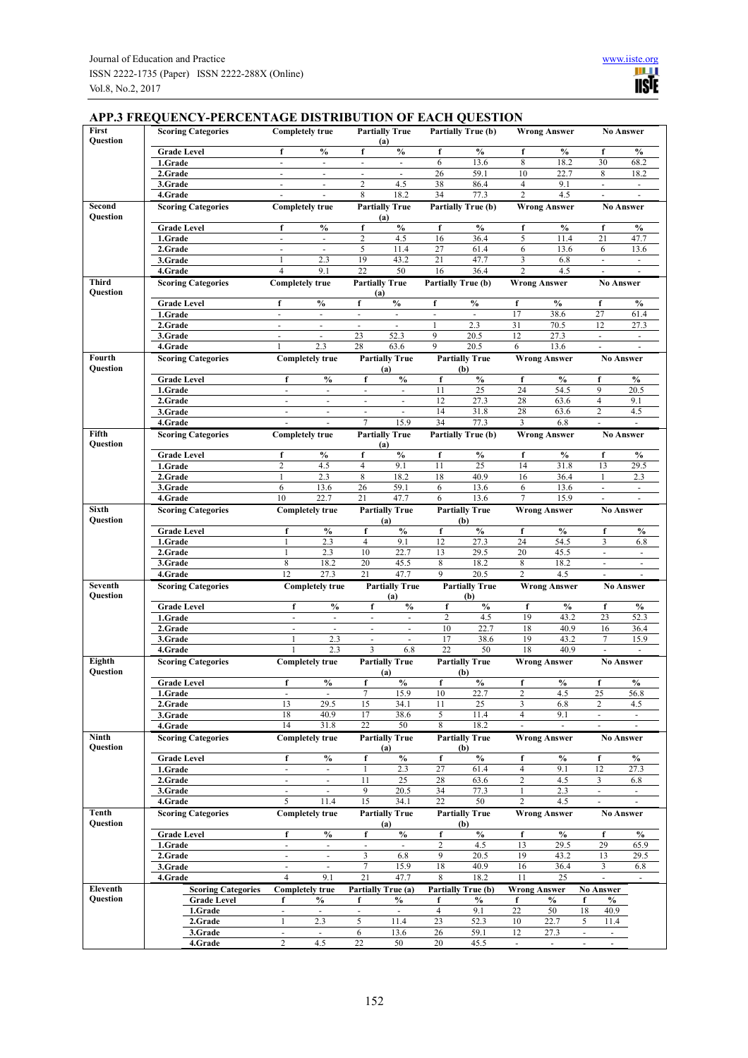## APP.3 FREQUENCY-PERCENTAGE DISTRIBUTION OF EACH QUESTION

| Question | Scoring Categories | Completely true | | Partially True (a) | | Partially True (b) | | Wrong Answer | | No Answer | |
|---|---|---|---|---|---|---|---|---|---|---|---|
| **First Question** | **Grade Level** | **f** | **%** | **f** | **%** | **f** | **%** | **f** | **%** | **f** | **%** |
| | 1.Grade | - | - | - | - | 6 | 13.6 | 8 | 18.2 | 30 | 68.2 |
| | 2.Grade | - | - | - | - | 26 | 59.1 | 10 | 22.7 | 8 | 18.2 |
| | 3.Grade | - | - | 2 | 4.5 | 38 | 86.4 | 4 | 9.1 | - | - |
| | 4.Grade | - | - | 8 | 18.2 | 34 | 77.3 | 2 | 4.5 | - | - |
| **Second Question** | **Scoring Categories** | **Completely true** | | **Partially True (a)** | | **Partially True (b)** | | **Wrong Answer** | | **No Answer** | |
| | **Grade Level** | **f** | **%** | **f** | **%** | **f** | **%** | **f** | **%** | **f** | **%** |
| | 1.Grade | - | - | 2 | 4.5 | 16 | 36.4 | 5 | 11.4 | 21 | 47.7 |
| | 2.Grade | - | - | 5 | 11.4 | 27 | 61.4 | 6 | 13.6 | 6 | 13.6 |
| | 3.Grade | 1 | 2.3 | 19 | 43.2 | 21 | 47.7 | 3 | 6.8 | - | - |
| | 4.Grade | 4 | 9.1 | 22 | 50 | 16 | 36.4 | 2 | 4.5 | - | - |
| **Third Question** | **Scoring Categories** | **Completely true** | | **Partially True (a)** | | **Partially True (b)** | | **Wrong Answer** | | **No Answer** | |
| | **Grade Level** | **f** | **%** | **f** | **%** | **f** | **%** | **f** | **%** | **f** | **%** |
| | 1.Grade | - | - | - | - | - | - | 17 | 38.6 | 27 | 61.4 |
| | 2.Grade | - | - | - | - | 1 | 2.3 | 31 | 70.5 | 12 | 27.3 |
| | 3.Grade | - | - | 23 | 52.3 | 9 | 20.5 | 12 | 27.3 | - | - |
| | 4.Grade | 1 | 2.3 | 28 | 63.6 | 9 | 20.5 | 6 | 13.6 | - | - |
| **Fourth Question** | **Scoring Categories** | **Completely true** | | **Partially True (a)** | | **Partially True (b)** | | **Wrong Answer** | | **No Answer** | |
| | **Grade Level** | **f** | **%** | **f** | **%** | **f** | **%** | **f** | **%** | **f** | **%** |
| | 1.Grade | - | - | - | - | 11 | 25 | 24 | 54.5 | 9 | 20.5 |
| | 2.Grade | - | - | - | - | 12 | 27.3 | 28 | 63.6 | 4 | 9.1 |
| | 3.Grade | - | - | - | - | 14 | 31.8 | 28 | 63.6 | 2 | 4.5 |
| | 4.Grade | - | - | 7 | 15.9 | 34 | 77.3 | 3 | 6.8 | - | - |
| **Fifth Question** | **Scoring Categories** | **Completely true** | | **Partially True (a)** | | **Partially True (b)** | | **Wrong Answer** | | **No Answer** | |
| | **Grade Level** | **f** | **%** | **f** | **%** | **f** | **%** | **f** | **%** | **f** | **%** |
| | 1.Grade | 2 | 4.5 | 4 | 9.1 | 11 | 25 | 14 | 31.8 | 13 | 29.5 |
| | 2.Grade | 1 | 2.3 | 8 | 18.2 | 18 | 40.9 | 16 | 36.4 | 1 | 2.3 |
| | 3.Grade | 6 | 13.6 | 26 | 59.1 | 6 | 13.6 | 6 | 13.6 | - | - |
| | 4.Grade | 10 | 22.7 | 21 | 47.7 | 6 | 13.6 | 7 | 15.9 | - | - |
| **Sixth Question** | **Scoring Categories** | **Completely true** | | **Partially True (a)** | | **Partially True (b)** | | **Wrong Answer** | | **No Answer** | |
| | **Grade Level** | **f** | **%** | **f** | **%** | **f** | **%** | **f** | **%** | **f** | **%** |
| | 1.Grade | 1 | 2.3 | 4 | 9.1 | 12 | 27.3 | 24 | 54.5 | 3 | 6.8 |
| | 2.Grade | 1 | 2.3 | 10 | 22.7 | 13 | 29.5 | 20 | 45.5 | - | - |
| | 3.Grade | 8 | 18.2 | 20 | 45.5 | 8 | 18.2 | 8 | 18.2 | - | - |
| | 4.Grade | 12 | 27.3 | 21 | 47.7 | 9 | 20.5 | 2 | 4.5 | - | - |
| **Seventh Question** | **Scoring Categories** | **Completely true** | | **Partially True (a)** | | **Partially True (b)** | | **Wrong Answer** | | **No Answer** | |
| | **Grade Level** | **f** | **%** | **f** | **%** | **f** | **%** | **f** | **%** | **f** | **%** |
| | 1.Grade | - | - | - | - | 2 | 4.5 | 19 | 43.2 | 23 | 52.3 |
| | 2.Grade | - | - | - | - | 10 | 22.7 | 18 | 40.9 | 16 | 36.4 |
| | 3.Grade | 1 | 2.3 | - | - | 17 | 38.6 | 19 | 43.2 | 7 | 15.9 |
| | 4.Grade | 1 | 2.3 | 3 | 6.8 | 22 | 50 | 18 | 40.9 | - | - |
| **Eighth Question** | **Scoring Categories** | **Completely true** | | **Partially True (a)** | | **Partially True (b)** | | **Wrong Answer** | | **No Answer** | |
| | **Grade Level** | **f** | **%** | **f** | **%** | **f** | **%** | **f** | **%** | **f** | **%** |
| | 1.Grade | - | - | 7 | 15.9 | 10 | 22.7 | 2 | 4.5 | 25 | 56.8 |
| | 2.Grade | 13 | 29.5 | 15 | 34.1 | 11 | 25 | 3 | 6.8 | 2 | 4.5 |
| | 3.Grade | 18 | 40.9 | 17 | 38.6 | 5 | 11.4 | 4 | 9.1 | - | - |
| | 4.Grade | 14 | 31.8 | 22 | 50 | 8 | 18.2 | - | - | - | - |
| **Ninth Question** | **Scoring Categories** | **Completely true** | | **Partially True (a)** | | **Partially True (b)** | | **Wrong Answer** | | **No Answer** | |
| | **Grade Level** | **f** | **%** | **f** | **%** | **f** | **%** | **f** | **%** | **f** | **%** |
| | 1.Grade | - | - | 1 | 2.3 | 27 | 61.4 | 4 | 9.1 | 12 | 27.3 |
| | 2.Grade | - | - | 11 | 25 | 28 | 63.6 | 2 | 4.5 | 3 | 6.8 |
| | 3.Grade | - | - | 9 | 20.5 | 34 | 77.3 | 1 | 2.3 | - | - |
| | 4.Grade | 5 | 11.4 | 15 | 34.1 | 22 | 50 | 2 | 4.5 | - | - |
| **Tenth Question** | **Scoring Categories** | **Completely true** | | **Partially True (a)** | | **Partially True (b)** | | **Wrong Answer** | | **No Answer** | |
| | **Grade Level** | **f** | **%** | **f** | **%** | **f** | **%** | **f** | **%** | **f** | **%** |
| | 1.Grade | - | - | - | - | 2 | 4.5 | 13 | 29.5 | 29 | 65.9 |
| | 2.Grade | - | - | 3 | 6.8 | 9 | 20.5 | 19 | 43.2 | 13 | 29.5 |
| | 3.Grade | - | - | 7 | 15.9 | 18 | 40.9 | 16 | 36.4 | 3 | 6.8 |
| | 4.Grade | 4 | 9.1 | 21 | 47.7 | 8 | 18.2 | 11 | 25 | - | - |
| **Eleventh Question** | **Scoring Categories** | **Completely true** | | **Partially True (a)** | | **Partially True (b)** | | **Wrong Answer** | | **No Answer** | |
| | **Grade Level** | **f** | **%** | **f** | **%** | **f** | **%** | **f** | **%** | **f** | **%** |
| | 1.Grade | - | - | - | - | 4 | 9.1 | 22 | 50 | 18 | 40.9 |
| | 2.Grade | 1 | 2.3 | 5 | 11.4 | 23 | 52.3 | 10 | 22.7 | 5 | 11.4 |
| | 3.Grade | - | - | 6 | 13.6 | 26 | 59.1 | 12 | 27.3 | - | - |
| | 4.Grade | 2 | 4.5 | 22 | 50 | 20 | 45.5 | - | - | - | - |